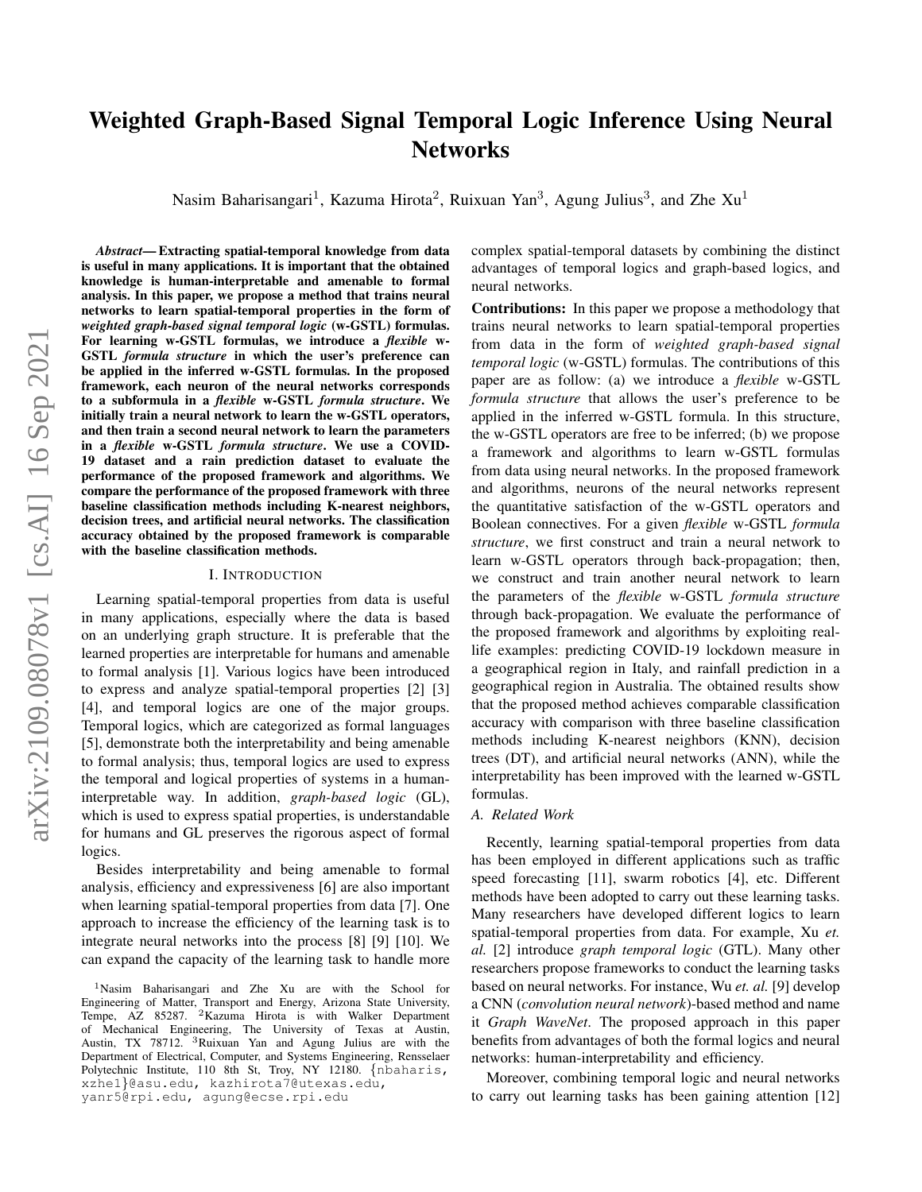# Weighted Graph-Based Signal Temporal Logic Inference Using Neural Networks

Nasim Baharisangari[1], Kazuma Hirota[2], Ruixuan Yan[3], Agung Julius[3], and Zhe Xu[1]

***Abstract*— Extracting spatial-temporal knowledge from data is useful in many applications. It is important that the obtained knowledge is human-interpretable and amenable to formal analysis. In this paper, we propose a method that trains neural networks to learn spatial-temporal properties in the form of *weighted graph-based signal temporal logic* (w-GSTL) formulas. For learning w-GSTL formulas, we introduce a *flexible* w-GSTL *formula structure* in which the user's preference can be applied in the inferred w-GSTL formulas. In the proposed framework, each neuron of the neural networks corresponds to a subformula in a *flexible* w-GSTL *formula structure*. We initially train a neural network to learn the w-GSTL operators, and then train a second neural network to learn the parameters in a *flexible* w-GSTL *formula structure*. We use a COVID-19 dataset and a rain prediction dataset to evaluate the performance of the proposed framework and algorithms. We compare the performance of the proposed framework with three baseline classification methods including K-nearest neighbors, decision trees, and artificial neural networks. The classification accuracy obtained by the proposed framework is comparable with the baseline classification methods.**

## I. Introduction

Learning spatial-temporal properties from data is useful in many applications, especially where the data is based on an underlying graph structure. It is preferable that the learned properties are interpretable for humans and amenable to formal analysis [1]. Various logics have been introduced to express and analyze spatial-temporal properties [2] [3] [4], and temporal logics are one of the major groups. Temporal logics, which are categorized as formal languages [5], demonstrate both the interpretability and being amenable to formal analysis; thus, temporal logics are used to express the temporal and logical properties of systems in a human-interpretable way. In addition, *graph-based logic* (GL), which is used to express spatial properties, is understandable for humans and GL preserves the rigorous aspect of formal logics.

Besides interpretability and being amenable to formal analysis, efficiency and expressiveness [6] are also important when learning spatial-temporal properties from data [7]. One approach to increase the efficiency of the learning task is to integrate neural networks into the process [8] [9] [10]. We can expand the capacity of the learning task to handle more complex spatial-temporal datasets by combining the distinct advantages of temporal logics and graph-based logics, and neural networks.

**Contributions:** In this paper we propose a methodology that trains neural networks to learn spatial-temporal properties from data in the form of *weighted graph-based signal temporal logic* (w-GSTL) formulas. The contributions of this paper are as follow: (a) we introduce a *flexible* w-GSTL *formula structure* that allows the user's preference to be applied in the inferred w-GSTL formula. In this structure, the w-GSTL operators are free to be inferred; (b) we propose a framework and algorithms to learn w-GSTL formulas from data using neural networks. In the proposed framework and algorithms, neurons of the neural networks represent the quantitative satisfaction of the w-GSTL operators and Boolean connectives. For a given *flexible* w-GSTL *formula structure*, we first construct and train a neural network to learn w-GSTL operators through back-propagation; then, we construct and train another neural network to learn the parameters of the *flexible* w-GSTL *formula structure* through back-propagation. We evaluate the performance of the proposed framework and algorithms by exploiting real-life examples: predicting COVID-19 lockdown measure in a geographical region in Italy, and rainfall prediction in a geographical region in Australia. The obtained results show that the proposed method achieves comparable classification accuracy with comparison with three baseline classification methods including K-nearest neighbors (KNN), decision trees (DT), and artificial neural networks (ANN), while the interpretability has been improved with the learned w-GSTL formulas.

### A. Related Work

Recently, learning spatial-temporal properties from data has been employed in different applications such as traffic speed forecasting [11], swarm robotics [4], etc. Different methods have been adopted to carry out these learning tasks. Many researchers have developed different logics to learn spatial-temporal properties from data. For example, Xu *et. al.* [2] introduce *graph temporal logic* (GTL). Many other researchers propose frameworks to conduct the learning tasks based on neural networks. For instance, Wu *et. al.* [9] develop a CNN (*convolution neural network*)-based method and name it *Graph WaveNet*. The proposed approach in this paper benefits from advantages of both the formal logics and neural networks: human-interpretability and efficiency.

Moreover, combining temporal logic and neural networks to carry out learning tasks has been gaining attention [12]

---

[1]Nasim Baharisangari and Zhe Xu are with the School for Engineering of Matter, Transport and Energy, Arizona State University, Tempe, AZ 85287. [2]Kazuma Hirota is with Walker Department of Mechanical Engineering, The University of Texas at Austin, Austin, TX 78712. [3]Ruixuan Yan and Agung Julius are with the Department of Electrical, Computer, and Systems Engineering, Rensselaer Polytechnic Institute, 110 8th St, Troy, NY 12180. {nbaharis, xzhe1}@asu.edu, kazhirota7@utexas.edu, yanr5@rpi.edu, agung@ecse.rpi.edu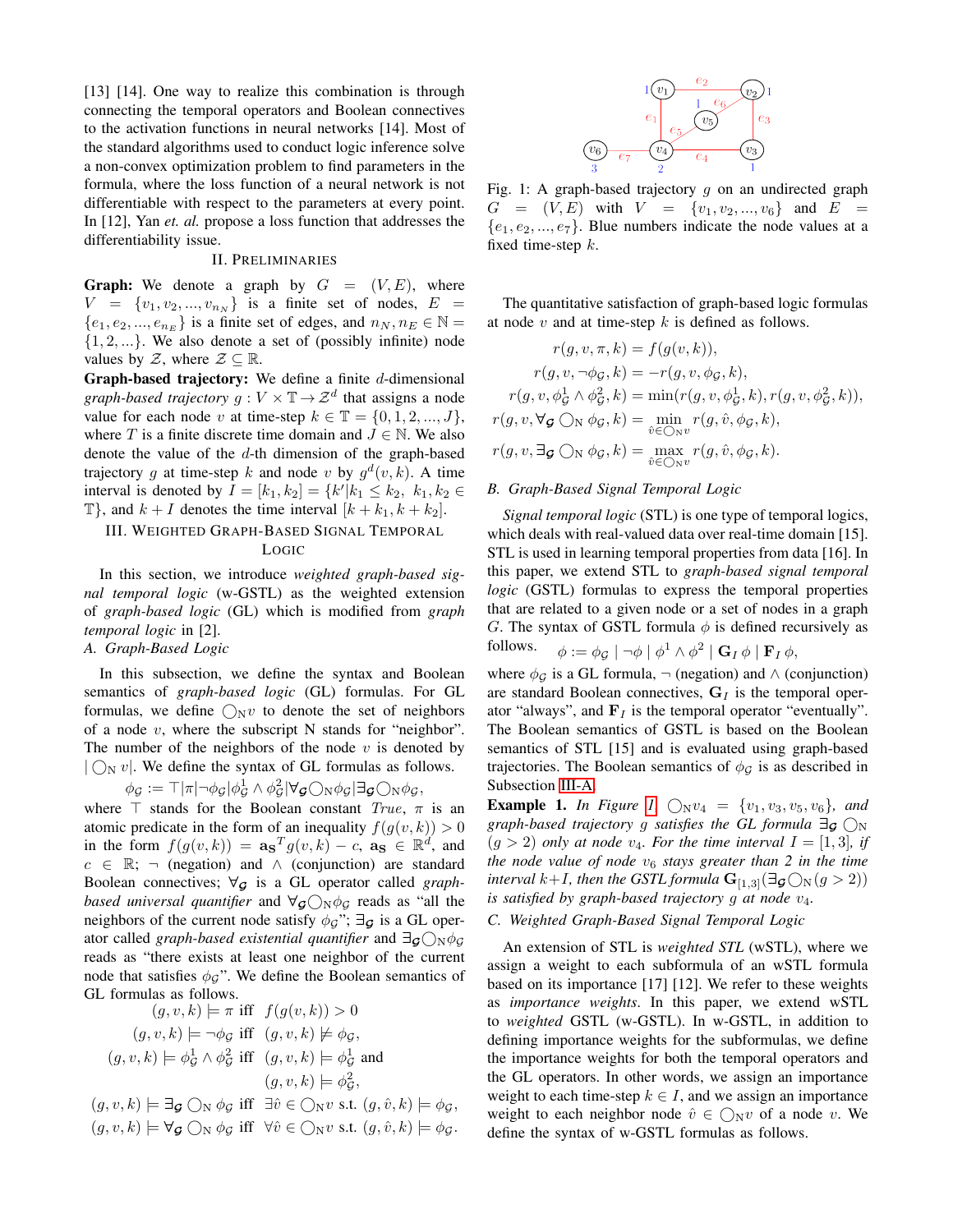[13] [14]. One way to realize this combination is through connecting the temporal operators and Boolean connectives to the activation functions in neural networks [14]. Most of the standard algorithms used to conduct logic inference solve a non-convex optimization problem to find parameters in the formula, where the loss function of a neural network is not differentiable with respect to the parameters at every point. In [12], Yan *et. al.* propose a loss function that addresses the differentiability issue.

## II. Preliminaries

**Graph:** We denote a graph by $G = (V, E)$, where $V = \{v_1, v_2, ..., v_{n_N}\}$ is a finite set of nodes, $E = \{e_1, e_2, ..., e_{n_E}\}$ is a finite set of edges, and $n_N, n_E \in \mathbb{N} = \{1, 2, ...\}$. We also denote a set of (possibly infinite) node values by $\mathcal{Z}$, where $\mathcal{Z} \subseteq \mathbb{R}$.

**Graph-based trajectory:** We define a finite $d$-dimensional *graph-based trajectory* $g : V \times \mathbb{T} \rightarrow \mathcal{Z}^d$ that assigns a node value for each node $v$ at time-step $k \in \mathbb{T} = \{0, 1, 2, ..., J\}$, where $T$ is a finite discrete time domain and $J \in \mathbb{N}$. We also denote the value of the $d$-th dimension of the graph-based trajectory $g$ at time-step $k$ and node $v$ by $g^d(v, k)$. A time interval is denoted by $I = [k_1, k_2] = \{k' | k_1 \leq k_2,\ k_1, k_2 \in \mathbb{T}\}$, and $k + I$ denotes the time interval $[k + k_1, k + k_2]$.

## III. Weighted Graph-Based Signal Temporal Logic

In this section, we introduce *weighted graph-based signal temporal logic* (w-GSTL) as the weighted extension of *graph-based logic* (GL) which is modified from *graph temporal logic* in [2].

### A. Graph-Based Logic

In this subsection, we define the syntax and Boolean semantics of *graph-based logic* (GL) formulas. For GL formulas, we define $\bigcirc_{\mathrm{N}} v$ to denote the set of neighbors of a node $v$, where the subscript N stands for "neighbor". The number of the neighbors of the node $v$ is denoted by $| \bigcirc_{\mathrm{N}} v|$. We define the syntax of GL formulas as follows.

$$\phi_{\mathcal{G}} := \top | \pi | \neg \phi_{\mathcal{G}} | \phi^1_{\mathcal{G}} \wedge \phi^2_{\mathcal{G}} | \forall_{\boldsymbol{\mathcal{G}}} \bigcirc_{\mathrm{N}} \phi_{\mathcal{G}} | \exists_{\boldsymbol{\mathcal{G}}} \bigcirc_{\mathrm{N}} \phi_{\mathcal{G}},$$

where $\top$ stands for the Boolean constant *True*, $\pi$ is an atomic predicate in the form of an inequality $f(g(v, k)) > 0$ in the form $f(g(v, k)) = \mathbf{a_S}^T g(v, k) - c$, $\mathbf{a_S} \in \mathbb{R}^d$, and $c \in \mathbb{R}$; $\neg$ (negation) and $\wedge$ (conjunction) are standard Boolean connectives; $\forall_{\boldsymbol{\mathcal{G}}}$ is a GL operator called *graph-based universal quantifier* and $\forall_{\boldsymbol{\mathcal{G}}} \bigcirc_{\mathrm{N}} \phi_{\mathcal{G}}$ reads as "all the neighbors of the current node satisfy $\phi_{\mathcal{G}}$"; $\exists_{\boldsymbol{\mathcal{G}}}$ is a GL operator called *graph-based existential quantifier* and $\exists_{\boldsymbol{\mathcal{G}}} \bigcirc_{\mathrm{N}} \phi_{\mathcal{G}}$ reads as "there exists at least one neighbor of the current node that satisfies $\phi_{\mathcal{G}}$". We define the Boolean semantics of GL formulas as follows.

$$
\begin{aligned}
(g, v, k) \models \pi \ &\text{iff} \ f(g(v, k)) > 0 \\
(g, v, k) \models \neg \phi_{\mathcal{G}} \ &\text{iff} \ (g, v, k) \not\models \phi_{\mathcal{G}}, \\
(g, v, k) \models \phi^1_{\mathcal{G}} \wedge \phi^2_{\mathcal{G}} \ &\text{iff} \ (g, v, k) \models \phi^1_{\mathcal{G}} \text{ and } \\
&\quad\ (g, v, k) \models \phi^2_{\mathcal{G}}, \\
(g, v, k) \models \exists_{\boldsymbol{\mathcal{G}}} \bigcirc_{\mathrm{N}} \phi_{\mathcal{G}} \ &\text{iff} \ \exists \hat{v} \in \bigcirc_{\mathrm{N}} v \text{ s.t. } (g, \hat{v}, k) \models \phi_{\mathcal{G}}, \\
(g, v, k) \models \forall_{\boldsymbol{\mathcal{G}}} \bigcirc_{\mathrm{N}} \phi_{\mathcal{G}} \ &\text{iff} \ \forall \hat{v} \in \bigcirc_{\mathrm{N}} v \text{ s.t. } (g, \hat{v}, k) \models \phi_{\mathcal{G}}.
\end{aligned}
$$

Fig. 1: A graph-based trajectory $g$ on an undirected graph $G = (V, E)$ with $V = \{v_1, v_2, ..., v_6\}$ and $E = \{e_1, e_2, ..., e_7\}$. Blue numbers indicate the node values at a fixed time-step $k$.

The quantitative satisfaction of graph-based logic formulas at node $v$ and at time-step $k$ is defined as follows.

$$
\begin{aligned}
r(g, v, \pi, k) &= f(g(v, k)), \\
r(g, v, \neg \phi_{\mathcal{G}}, k) &= -r(g, v, \phi_{\mathcal{G}}, k), \\
r(g, v, \phi^1_{\mathcal{G}} \wedge \phi^2_{\mathcal{G}}, k) &= \min(r(g, v, \phi^1_{\mathcal{G}}, k), r(g, v, \phi^2_{\mathcal{G}}, k)), \\
r(g, v, \forall_{\boldsymbol{\mathcal{G}}} \bigcirc_{\mathrm{N}} \phi_{\mathcal{G}}, k) &= \min_{\hat{v} \in \bigcirc_{\mathrm{N}} v} r(g, \hat{v}, \phi_{\mathcal{G}}, k), \\
r(g, v, \exists_{\boldsymbol{\mathcal{G}}} \bigcirc_{\mathrm{N}} \phi_{\mathcal{G}}, k) &= \max_{\hat{v} \in \bigcirc_{\mathrm{N}} v} r(g, \hat{v}, \phi_{\mathcal{G}}, k).
\end{aligned}
$$

### B. Graph-Based Signal Temporal Logic

*Signal temporal logic* (STL) is one type of temporal logics, which deals with real-valued data over real-time domain [15]. STL is used in learning temporal properties from data [16]. In this paper, we extend STL to *graph-based signal temporal logic* (GSTL) formulas to express the temporal properties that are related to a given node or a set of nodes in a graph $G$. The syntax of GSTL formula $\phi$ is defined recursively as follows.

$$\phi := \phi_{\mathcal{G}} \mid \neg \phi \mid \phi^1 \wedge \phi^2 \mid \mathbf{G}_I \, \phi \mid \mathbf{F}_I \, \phi,$$

where $\phi_{\mathcal{G}}$ is a GL formula, $\neg$ (negation) and $\wedge$ (conjunction) are standard Boolean connectives, $\mathbf{G}_I$ is the temporal operator "always", and $\mathbf{F}_I$ is the temporal operator "eventually". The Boolean semantics of GSTL is based on the Boolean semantics of STL [15] and is evaluated using graph-based trajectories. The Boolean semantics of $\phi_{\mathcal{G}}$ is as described in Subsection III-A.

**Example 1.** *In Figure 1, $\bigcirc_{\mathrm{N}} v_4 = \{v_1, v_3, v_5, v_6\}$, and graph-based trajectory $g$ satisfies the GL formula $\exists_{\boldsymbol{\mathcal{G}}} \bigcirc_{\mathrm{N}}$ $(g > 2)$ only at node $v_4$. For the time interval $I = [1, 3]$, if the node value of node $v_6$ stays greater than 2 in the time interval $k + I$, then the GSTL formula $\mathbf{G}_{[1,3]}(\exists_{\boldsymbol{\mathcal{G}}} \bigcirc_{\mathrm{N}} (g > 2))$ is satisfied by graph-based trajectory $g$ at node $v_4$.*

### C. Weighted Graph-Based Signal Temporal Logic

An extension of STL is *weighted STL* (wSTL), where we assign a weight to each subformula of an wSTL formula based on its importance [17] [12]. We refer to these weights as *importance weights*. In this paper, we extend wSTL to *weighted* GSTL (w-GSTL). In w-GSTL, in addition to defining importance weights for the subformulas, we define the importance weights for both the temporal operators and the GL operators. In other words, we assign an importance weight to each time-step $k \in I$, and we assign an importance weight to each neighbor node $\hat{v} \in \bigcirc_{\mathrm{N}} v$ of a node $v$. We define the syntax of w-GSTL formulas as follows.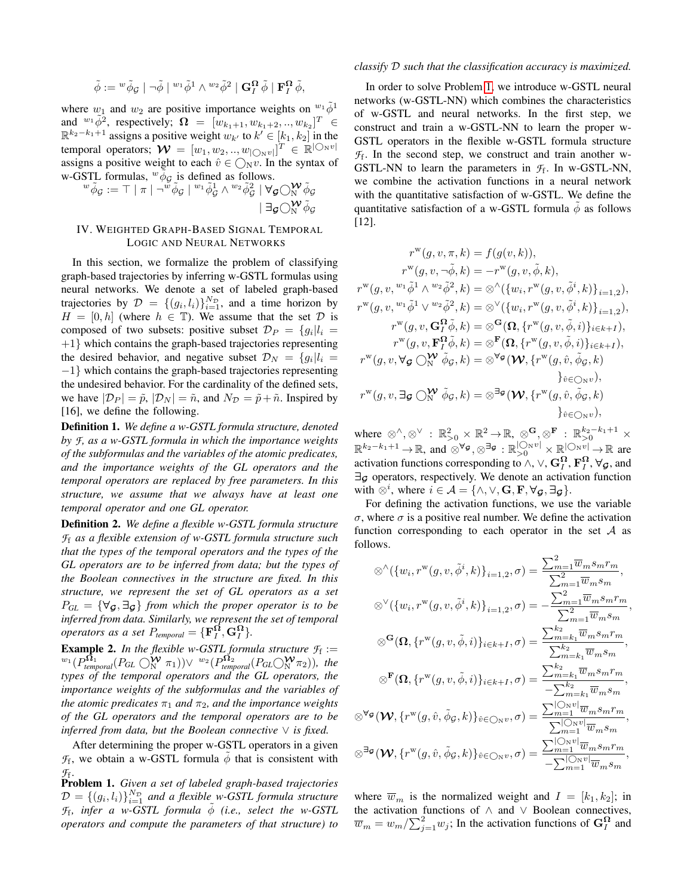$$\tilde{\phi} := {}^{w}\tilde{\phi}_{\mathcal{G}} \mid \neg\tilde{\phi} \mid {}^{w_1}\tilde{\phi}^1 \wedge {}^{w_2}\tilde{\phi}^2 \mid \mathbf{G}_I^{\mathbf{\Omega}}\,\tilde{\phi} \mid \mathbf{F}_I^{\mathbf{\Omega}}\,\tilde{\phi},$$

where $w_1$ and $w_2$ are positive importance weights on ${}^{w_1}\tilde{\phi}^1$ and ${}^{w_1}\tilde{\phi}^2$, respectively; $\mathbf{\Omega} = [w_{k_1+1}, w_{k_1+2}, .., w_{k_2}]^T \in \mathbb{R}^{k_2-k_1+1}$ assigns a positive weight $w_{k'}$ to $k' \in [k_1, k_2]$ in the temporal operators; $\boldsymbol{\mathcal{W}} = [w_1, w_2, .., w_{|\bigcirc_{\mathrm{N}} v|}]^T \in \mathbb{R}^{|\bigcirc_{\mathrm{N}} v|}$ assigns a positive weight to each $\hat{v} \in \bigcirc_{\mathrm{N}} v$. In the syntax of w-GSTL formulas, ${}^{w}\tilde{\phi}_{\mathcal{G}}$ is defined as follows.

$${}^{w}\tilde{\phi}_{\mathcal{G}} := \top \mid \pi \mid \neg^{w}\tilde{\phi}_{\mathcal{G}} \mid {}^{w_1}\tilde{\phi}_{\mathcal{G}}^1 \wedge {}^{w_2}\tilde{\phi}_{\mathcal{G}}^2 \mid \forall_{\mathcal{G}} \bigcirc_{\mathrm{N}}^{\boldsymbol{\mathcal{W}}} \tilde{\phi}_{\mathcal{G}} \mid \exists_{\mathcal{G}} \bigcirc_{\mathrm{N}}^{\boldsymbol{\mathcal{W}}} \tilde{\phi}_{\mathcal{G}}$$

## IV. Weighted Graph-Based Signal Temporal Logic and Neural Networks

In this section, we formalize the problem of classifying graph-based trajectories by inferring w-GSTL formulas using neural networks. We denote a set of labeled graph-based trajectories by $\mathcal{D} = \{(g_i, l_i)\}_{i=1}^{N_{\mathcal{D}}}$, and a time horizon by $H = [0, h]$ (where $h \in \mathbb{T}$). We assume that the set $\mathcal{D}$ is composed of two subsets: positive subset $\mathcal{D}_P = \{g_i | l_i = +1\}$ which contains the graph-based trajectories representing the desired behavior, and negative subset $\mathcal{D}_N = \{g_i | l_i = -1\}$ which contains the graph-based trajectories representing the undesired behavior. For the cardinality of the defined sets, we have $|\mathcal{D}_P| = \tilde{p}$, $|\mathcal{D}_N| = \tilde{n}$, and $N_{\mathcal{D}} = \tilde{p} + \tilde{n}$. Inspired by [16], we define the following.

**Definition 1.** *We define a w-GSTL formula structure, denoted by $\mathcal{F}$, as a w-GSTL formula in which the importance weights of the subformulas and the variables of the atomic predicates, and the importance weights of the GL operators and the temporal operators are replaced by free parameters. In this structure, we assume that we always have at least one temporal operator and one GL operator.*

**Definition 2.** *We define a flexible w-GSTL formula structure $\mathcal{F}_{\mathrm{f}}$ as a flexible extension of w-GSTL formula structure such that the types of the temporal operators and the types of the GL operators are to be inferred from data; but the types of the Boolean connectives in the structure are fixed. In this structure, we represent the set of GL operators as a set $P_{GL} = \{\forall_{\mathcal{G}}, \exists_{\mathcal{G}}\}$ from which the proper operator is to be inferred from data. Similarly, we represent the set of temporal operators as a set $P_{temporal} = \{\mathbf{F}_I^{\mathbf{\Omega}}, \mathbf{G}_I^{\mathbf{\Omega}}\}$.*

**Example 2.** *In the flexible w-GSTL formula structure $\mathcal{F}_{\mathrm{f}} := {}^{w_1}(P_{temporal}^{\mathbf{\Omega}_1}(P_{GL} \bigcirc_{\mathrm{N}}^{\boldsymbol{\mathcal{W}}} \pi_1)) \vee {}^{w_2}(P_{temporal}^{\mathbf{\Omega}_2}(P_{GL} \bigcirc_{\mathrm{N}}^{\boldsymbol{\mathcal{W}}} \pi_2))$, the types of the temporal operators and the GL operators, the importance weights of the subformulas and the variables of the atomic predicates $\pi_1$ and $\pi_2$, and the importance weights of the GL operators and the temporal operators are to be inferred from data, but the Boolean connective $\vee$ is fixed.*

After determining the proper w-GSTL operators in a given $\mathcal{F}_{\mathrm{f}}$, we obtain a w-GSTL formula $\tilde{\phi}$ that is consistent with $\mathcal{F}_{\mathrm{f}}$.

**Problem 1.** *Given a set of labeled graph-based trajectories $\mathcal{D} = \{(g_i, l_i)\}_{i=1}^{N_{\mathcal{D}}}$ and a flexible w-GSTL formula structure $\mathcal{F}_{\mathrm{f}}$, infer a w-GSTL formula $\tilde{\phi}$ (i.e., select the w-GSTL operators and compute the parameters of that structure) to classify $\mathcal{D}$ such that the classification accuracy is maximized.*

In order to solve Problem 1, we introduce w-GSTL neural networks (w-GSTL-NN) which combines the characteristics of w-GSTL and neural networks. In the first step, we construct and train a w-GSTL-NN to learn the proper w-GSTL operators in the flexible w-GSTL formula structure $\mathcal{F}_{\mathrm{f}}$. In the second step, we construct and train another w-GSTL-NN to learn the parameters in $\mathcal{F}_{\mathrm{f}}$. In w-GSTL-NN, we combine the activation functions in a neural network with the quantitative satisfaction of w-GSTL. We define the quantitative satisfaction of a w-GSTL formula $\tilde{\phi}$ as follows [12].

$$
\begin{aligned}
r^{\mathrm{w}}(g, v, \pi, k) &= f(g(v, k)),\\
r^{\mathrm{w}}(g, v, \neg\tilde{\phi}, k) &= -r^{\mathrm{w}}(g, v, \tilde{\phi}, k),\\
r^{\mathrm{w}}(g, v, {}^{w_1}\tilde{\phi}^1 \wedge {}^{w_2}\tilde{\phi}^2, k) &= \otimes^{\wedge}(\{w_i, r^{\mathrm{w}}(g, v, \tilde{\phi}^i, k)\}_{i=1,2}),\\
r^{\mathrm{w}}(g, v, {}^{w_1}\tilde{\phi}^1 \vee {}^{w_2}\tilde{\phi}^2, k) &= \otimes^{\vee}(\{w_i, r^{\mathrm{w}}(g, v, \tilde{\phi}^i, k)\}_{i=1,2}),\\
r^{\mathrm{w}}(g, v, \mathbf{G}_I^{\mathbf{\Omega}}\tilde{\phi}, k) &= \otimes^{\mathbf{G}}(\mathbf{\Omega}, \{r^{\mathrm{w}}(g, v, \tilde{\phi}, i)\}_{i \in k+I}),\\
r^{\mathrm{w}}(g, v, \mathbf{F}_I^{\mathbf{\Omega}}\tilde{\phi}, k) &= \otimes^{\mathbf{F}}(\mathbf{\Omega}, \{r^{\mathrm{w}}(g, v, \tilde{\phi}, i)\}_{i \in k+I}),\\
r^{\mathrm{w}}(g, v, \forall_{\mathcal{G}} \bigcirc_{\mathrm{N}}^{\boldsymbol{\mathcal{W}}} \tilde{\phi}_{\mathcal{G}}, k) &= \otimes^{\forall_{\mathcal{G}}}(\boldsymbol{\mathcal{W}}, \{r^{\mathrm{w}}(g, \hat{v}, \tilde{\phi}_{\mathcal{G}}, k)\}_{\hat{v} \in \bigcirc_{\mathrm{N}} v}),\\
r^{\mathrm{w}}(g, v, \exists_{\mathcal{G}} \bigcirc_{\mathrm{N}}^{\boldsymbol{\mathcal{W}}} \tilde{\phi}_{\mathcal{G}}, k) &= \otimes^{\exists_{\mathcal{G}}}(\boldsymbol{\mathcal{W}}, \{r^{\mathrm{w}}(g, \hat{v}, \tilde{\phi}_{\mathcal{G}}, k)\}_{\hat{v} \in \bigcirc_{\mathrm{N}} v}),
\end{aligned}
$$

where $\otimes^{\wedge}, \otimes^{\vee} : \mathbb{R}_{>0}^2 \times \mathbb{R}^2 \to \mathbb{R}$, $\otimes^{\mathbf{G}}, \otimes^{\mathbf{F}} : \mathbb{R}_{>0}^{k_2-k_1+1} \times \mathbb{R}^{k_2-k_1+1} \to \mathbb{R}$, and $\otimes^{\forall_{\mathcal{G}}}, \otimes^{\exists_{\mathcal{G}}} : \mathbb{R}_{>0}^{|\bigcirc_{\mathrm{N}} v|} \times \mathbb{R}^{|\bigcirc_{\mathrm{N}} v|} \to \mathbb{R}$ are activation functions corresponding to $\wedge$, $\vee$, $\mathbf{G}_I^{\mathbf{\Omega}}$, $\mathbf{F}_I^{\mathbf{\Omega}}$, $\forall_{\mathcal{G}}$, and $\exists_{\mathcal{G}}$ operators, respectively. We denote an activation function with $\otimes^i$, where $i \in \mathcal{A} = \{\wedge, \vee, \mathbf{G}, \mathbf{F}, \forall_{\mathcal{G}}, \exists_{\mathcal{G}}\}$.

For defining the activation functions, we use the variable $\sigma$, where $\sigma$ is a positive real number. We define the activation function corresponding to each operator in the set $\mathcal{A}$ as follows.

$$
\begin{aligned}
\otimes^{\wedge}(\{w_i, r^{\mathrm{w}}(g, v, \tilde{\phi}^i, k)\}_{i=1,2}, \sigma) &= \frac{\sum_{m=1}^{2} \overline{w}_m s_m r_m}{\sum_{m=1}^{2} \overline{w}_m s_m},\\
\otimes^{\vee}(\{w_i, r^{\mathrm{w}}(g, v, \tilde{\phi}^i, k)\}_{i=1,2}, \sigma) &= -\frac{\sum_{m=1}^{2} \overline{w}_m s_m r_m}{\sum_{m=1}^{2} \overline{w}_m s_m},\\
\otimes^{\mathbf{G}}(\mathbf{\Omega}, \{r^{\mathrm{w}}(g, v, \tilde{\phi}, i)\}_{i \in k+I}, \sigma) &= \frac{\sum_{m=k_1}^{k_2} \overline{w}_m s_m r_m}{\sum_{m=k_1}^{k_2} \overline{w}_m s_m},\\
\otimes^{\mathbf{F}}(\mathbf{\Omega}, \{r^{\mathrm{w}}(g, v, \tilde{\phi}, i)\}_{i \in k+I}, \sigma) &= \frac{\sum_{m=k_1}^{k_2} \overline{w}_m s_m r_m}{-\sum_{m=k_1}^{k_2} \overline{w}_m s_m},\\
\otimes^{\forall_{\mathcal{G}}}(\boldsymbol{\mathcal{W}}, \{r^{\mathrm{w}}(g, \hat{v}, \tilde{\phi}_{\mathcal{G}}, k)\}_{\hat{v} \in \bigcirc_{\mathrm{N}} v}, \sigma) &= \frac{\sum_{m=1}^{|\bigcirc_{\mathrm{N}} v|} \overline{w}_m s_m r_m}{\sum_{m=1}^{|\bigcirc_{\mathrm{N}} v|} \overline{w}_m s_m},\\
\otimes^{\exists_{\mathcal{G}}}(\boldsymbol{\mathcal{W}}, \{r^{\mathrm{w}}(g, \hat{v}, \tilde{\phi}_{\mathcal{G}}, k)\}_{\hat{v} \in \bigcirc_{\mathrm{N}} v}, \sigma) &= \frac{\sum_{m=1}^{|\bigcirc_{\mathrm{N}} v|} \overline{w}_m s_m r_m}{-\sum_{m=1}^{|\bigcirc_{\mathrm{N}} v|} \overline{w}_m s_m},
\end{aligned}
$$

where $\overline{w}_m$ is the normalized weight and $I = [k_1, k_2]$; in the activation functions of $\wedge$ and $\vee$ Boolean connectives, $\overline{w}_m = w_m / \sum_{j=1}^{2} w_j$; In the activation functions of $\mathbf{G}_I^{\mathbf{\Omega}}$ and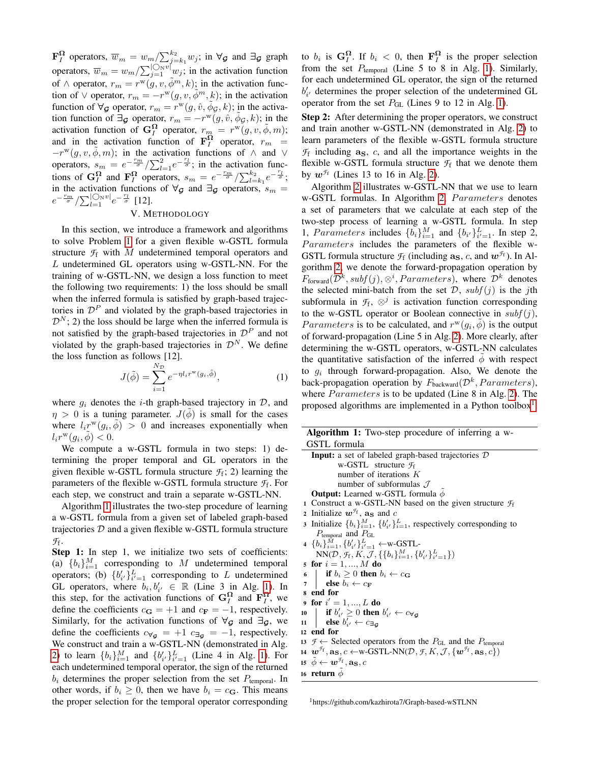$\mathbf{F}_I^{\mathbf{\Omega}}$ operators, $\overline{w}_m = w_m / \sum_{j=k_1}^{k_2} w_j$; in $\forall_{\mathcal{G}}$ and $\exists_{\mathcal{G}}$ graph operators, $\overline{w}_m = w_m / \sum_{j=1}^{|\bigcirc_{\mathrm{N}} v|} w_j$; in the activation function of $\wedge$ operator, $r_m = r^{\mathrm{w}}(g, v, \tilde{\phi}^m, k)$; in the activation function of $\vee$ operator, $r_m = -r^{\mathrm{w}}(g, v, \tilde{\phi}^m, k)$; in the activation function of $\forall_{\mathcal{G}}$ operator, $r_m = r^{\mathrm{w}}(g, \hat{v}, \tilde{\phi}_{\mathcal{G}}, k)$; in the activation function of $\exists_{\mathcal{G}}$ operator, $r_m = -r^{\mathrm{w}}(g, \hat{v}, \tilde{\phi}_{\mathcal{G}}, k)$; in the activation function of $\mathbf{G}_I^{\mathbf{\Omega}}$ operator, $r_m = r^{\mathrm{w}}(g, v, \tilde{\phi}, m)$; and in the activation function of $\mathbf{F}_I^{\mathbf{\Omega}}$ operator, $r_m = -r^{\mathrm{w}}(g, v, \tilde{\phi}, m)$; in the activation functions of $\wedge$ and $\vee$ operators, $s_m = e^{-\frac{r_m}{\sigma}} / \sum_{l=1}^{2} e^{-\frac{r_l}{\sigma}}$; in the activation functions of $\mathbf{G}_I^{\mathbf{\Omega}}$ and $\mathbf{F}_I^{\mathbf{\Omega}}$ operators, $s_m = e^{-\frac{r_m}{\sigma}} / \sum_{l=k_1}^{k_2} e^{-\frac{r_l}{\sigma}}$; in the activation functions of $\forall_{\mathcal{G}}$ and $\exists_{\mathcal{G}}$ operators, $s_m = e^{-\frac{r_m}{\sigma}} / \sum_{l=1}^{|\bigcirc_{\mathrm{N}} v|} e^{-\frac{r_l}{\sigma}}$ [12].

## V. Methodology

In this section, we introduce a framework and algorithms to solve Problem 1 for a given flexible w-GSTL formula structure $\mathcal{F}_{\mathrm{f}}$ with $M$ undetermined temporal operators and $L$ undetermined GL operators using w-GSTL-NN. For the training of w-GSTL-NN, we design a loss function to meet the following two requirements: 1) the loss should be small when the inferred formula is satisfied by graph-based trajectories in $\mathcal{D}^P$ and violated by the graph-based trajectories in $\mathcal{D}^N$; 2) the loss should be large when the inferred formula is not satisfied by the graph-based trajectories in $\mathcal{D}^P$ and not violated by the graph-based trajectories in $\mathcal{D}^N$. We define the loss function as follows [12].

$$J(\tilde{\phi}) = \sum_{i=1}^{N_{\mathcal{D}}} e^{-\eta l_i r^{\mathrm{w}}(g_i, \tilde{\phi})}, \tag{1}$$

where $g_i$ denotes the $i$-th graph-based trajectory in $\mathcal{D}$, and $\eta > 0$ is a tuning parameter. $J(\tilde{\phi})$ is small for the cases where $l_i r^{\mathrm{w}}(g_i, \tilde{\phi}) > 0$ and increases exponentially when $l_i r^{\mathrm{w}}(g_i, \tilde{\phi}) < 0$.

We compute a w-GSTL formula in two steps: 1) determining the proper temporal and GL operators in the given flexible w-GSTL formula structure $\mathcal{F}_{\mathrm{f}}$; 2) learning the parameters of the flexible w-GSTL formula structure $\mathcal{F}_{\mathrm{f}}$. For each step, we construct and train a separate w-GSTL-NN.

Algorithm 1 illustrates the two-step procedure of learning a w-GSTL formula from a given set of labeled graph-based trajectories $\mathcal{D}$ and a given flexible w-GSTL formula structure $\mathcal{F}_{\mathrm{f}}$.

**Step 1:** In step 1, we initialize two sets of coefficients: (a) $\{b_i\}_{i=1}^{M}$ corresponding to $M$ undetermined temporal operators; (b) $\{b'_{i'}\}_{i'=1}^{L}$ corresponding to $L$ undetermined GL operators, where $b_i, b'_{i'} \in \mathbb{R}$ (Line 3 in Alg. 1). In this step, for the activation functions of $\mathbf{G}_I^{\mathbf{\Omega}}$ and $\mathbf{F}_I^{\mathbf{\Omega}}$, we define the coefficients $c_{\mathbf{G}} = +1$ and $c_{\mathbf{F}} = -1$, respectively. Similarly, for the activation functions of $\forall_{\mathcal{G}}$ and $\exists_{\mathcal{G}}$, we define the coefficients $c_{\forall_{\mathcal{G}}} = +1$ $c_{\exists_{\mathcal{G}}} = -1$, respectively. We construct and train a w-GSTL-NN (demonstrated in Alg. 2) to learn $\{b_i\}_{i=1}^{M}$ and $\{b'_{i'}\}_{i'=1}^{L}$ (Line 4 in Alg. 1). For each undetermined temporal operator, the sign of the returned $b_i$ determines the proper selection from the set $P_{\mathrm{temporal}}$. In other words, if $b_i \geq 0$, then we have $b_i = c_{\mathbf{G}}$. This means the proper selection for the temporal operator corresponding to $b_i$ is $\mathbf{G}_I^{\mathbf{\Omega}}$. If $b_i < 0$, then $\mathbf{F}_I^{\mathbf{\Omega}}$ is the proper selection from the set $P_{\mathrm{temporal}}$ (Line 5 to 8 in Alg. 1). Similarly, for each undetermined GL operator, the sign of the returned $b'_{i'}$ determines the proper selection of the undetermined GL operator from the set $P_{\mathrm{GL}}$ (Lines 9 to 12 in Alg. 1).

**Step 2:** After determining the proper operators, we construct and train another w-GSTL-NN (demonstrated in Alg. 2) to learn parameters of the flexible w-GSTL formula structure $\mathcal{F}_{\mathrm{f}}$ including $\mathbf{a_S}$, $c$, and all the importance weights in the flexible w-GSTL formula structure $\mathcal{F}_{\mathrm{f}}$ that we denote them by $\boldsymbol{w}^{\mathcal{F}_{\mathrm{f}}}$ (Lines 13 to 16 in Alg. 2).

Algorithm 2 illustrates w-GSTL-NN that we use to learn w-GSTL formulas. In Algorithm 2, *Parameters* denotes a set of parameters that we calculate at each step of the two-step process of learning a w-GSTL formula. In step 1, *Parameters* includes $\{b_i\}_{i=1}^{M}$ and $\{b_{i'}\}_{i'=1}^{L}$. In step 2, *Parameters* includes the parameters of the flexible w-GSTL formula structure $\mathcal{F}_{\mathrm{f}}$ (including $\mathbf{a_S}$, $c$, and $\boldsymbol{w}^{\mathcal{F}_{\mathrm{f}}}$). In Algorithm 2, we denote the forward-propagation operation by $F_{\mathrm{forward}}(\mathcal{D}^k, subf(j), \otimes^i, Parameters)$, where $\mathcal{D}^k$ denotes the selected mini-batch from the set $\mathcal{D}$, $subf(j)$ is the $j$th subformula in $\mathcal{F}_{\mathrm{f}}$, $\otimes^j$ is activation function corresponding to the w-GSTL operator or Boolean connective in $subf(j)$, *Parameters* is to be calculated, and $r^{\mathrm{w}}(g_i, \tilde{\phi})$ is the output of forward-propagation (Line 5 in Alg. 2). More clearly, after determining the w-GSTL operators, w-GSTL-NN calculates the quantitative satisfaction of the inferred $\tilde{\phi}$ with respect to $g_i$ through forward-propagation. Also, We denote the back-propagation operation by $F_{\mathrm{backward}}(\mathcal{D}^k, Parameters)$, where *Parameters* is to be updated (Line 8 in Alg. 2). The proposed algorithms are implemented in a Python toolbox[1].

---

**Algorithm 1:** Two-step procedure of inferring a w-GSTL formula

**Input:** a set of labeled graph-based trajectories $\mathcal{D}$
w-GSTL structure $\mathcal{F}_{\mathrm{f}}$
number of iterations $K$
number of subformulas $\mathcal{J}$

**Output:** Learned w-GSTL formula $\tilde{\phi}$

1. Construct a w-GSTL-NN based on the given structure $\mathcal{F}_{\mathrm{f}}$
2. Initialize $\boldsymbol{w}^{\mathcal{F}_{\mathrm{f}}}$, $\mathbf{a_S}$ and $c$
3. Initialize $\{b_i\}_{i=1}^{M}$, $\{b'_{i'}\}_{i=1}^{L}$, respectively corresponding to $P_{\mathrm{temporal}}$ and $P_{\mathrm{GL}}$
4. $\{b_i\}_{i=1}^{M}, \{b'_{i'}\}_{i'=1}^{L} \leftarrow$ w-GSTL-NN($\mathcal{D}, \mathcal{F}_{\mathrm{f}}, K, \mathcal{J}, \{\{b_i\}_{i=1}^{M}, \{b'_{i'}\}_{i'=1}^{L}\}$)
5. **for** $i = 1, ..., M$ **do**
6. &nbsp;&nbsp;&nbsp;&nbsp;**if** $b_i \geq 0$ **then** $b_i \leftarrow c_{\mathbf{G}}$
7. &nbsp;&nbsp;&nbsp;&nbsp;**else** $b_i \leftarrow c_{\mathbf{F}}$
8. **end for**
9. **for** $i' = 1, ..., L$ **do**
10. &nbsp;&nbsp;&nbsp;&nbsp;**if** $b'_{i'} \geq 0$ **then** $b'_{i'} \leftarrow c_{\forall_{\mathcal{G}}}$
11. &nbsp;&nbsp;&nbsp;&nbsp;**else** $b'_{i'} \leftarrow c_{\exists_{\mathcal{G}}}$
12. **end for**
13. $\mathcal{F} \leftarrow$ Selected operators from the $P_{\mathrm{GL}}$ and the $P_{\mathrm{temporal}}$
14. $\boldsymbol{w}^{\mathcal{F}_{\mathrm{f}}}, \mathbf{a_S}, c \leftarrow$ w-GSTL-NN($\mathcal{D}, \mathcal{F}, K, \mathcal{J}, \{\boldsymbol{w}^{\mathcal{F}_{\mathrm{f}}}, \mathbf{a_S}, c\}$)
15. $\tilde{\phi} \leftarrow \boldsymbol{w}^{\mathcal{F}_{\mathrm{f}}}, \mathbf{a_S}, c$
16. **return** $\tilde{\phi}$

---

[1] https://github.com/kazhirota7/Graph-based-wSTLNN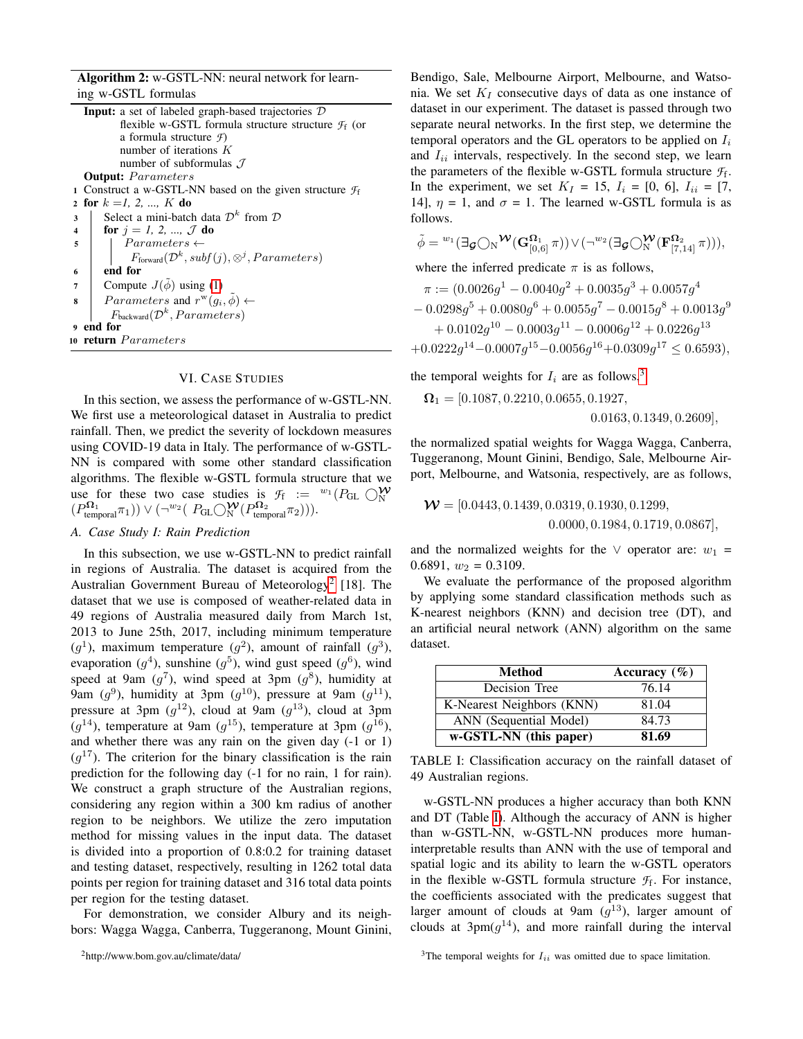**Algorithm 2:** w-GSTL-NN: neural network for learning w-GSTL formulas

```
Input: a set of labeled graph-based trajectories 𝒟
       flexible w-GSTL formula structure structure ℱ_f (or
       a formula structure ℱ)
       number of iterations K
       number of subformulas 𝒥
Output: Parameters
1  Construct a w-GSTL-NN based on the given structure ℱ_f
2  for k = 1, 2, ..., K do
3      Select a mini-batch data 𝒟^k from 𝒟
4      for j = 1, 2, ..., 𝒥 do
5          Parameters ←
               F_forward(𝒟^k, subf(j), ⊗^j, Parameters)
6      end for
7      Compute J(φ̃) using (1)
8      Parameters and r^w(g_i, φ̃) ←
           F_backward(𝒟^k, Parameters)
9  end for
10 return Parameters
```

## VI. Case Studies

In this section, we assess the performance of w-GSTL-NN. We first use a meteorological dataset in Australia to predict rainfall. Then, we predict the severity of lockdown measures using COVID-19 data in Italy. The performance of w-GSTL-NN is compared with some other standard classification algorithms. The flexible w-GSTL formula structure that we use for these two case studies is $\mathcal{F}_{\rm f} := {}^{w_1}(P_{\rm GL} \bigcirc_{\rm N}^{\boldsymbol{\mathcal{W}}} (P_{\rm temporal}^{\boldsymbol{\Omega}_1}\pi_1)) \vee (\neg^{w_2}(\ P_{\rm GL} \bigcirc_{\rm N}^{\boldsymbol{\mathcal{W}}} (P_{\rm temporal}^{\boldsymbol{\Omega}_2}\pi_2)))$.

### A. Case Study I: Rain Prediction

In this subsection, we use w-GSTL-NN to predict rainfall in regions of Australia. The dataset is acquired from the Australian Government Bureau of Meteorology[2] [18]. The dataset that we use is composed of weather-related data in 49 regions of Australia measured daily from March 1st, 2013 to June 25th, 2017, including minimum temperature ($g^1$), maximum temperature ($g^2$), amount of rainfall ($g^3$), evaporation ($g^4$), sunshine ($g^5$), wind gust speed ($g^6$), wind speed at 9am ($g^7$), wind speed at 3pm ($g^8$), humidity at 9am ($g^9$), humidity at 3pm ($g^{10}$), pressure at 9am ($g^{11}$), pressure at 3pm ($g^{12}$), cloud at 9am ($g^{13}$), cloud at 3pm ($g^{14}$), temperature at 9am ($g^{15}$), temperature at 3pm ($g^{16}$), and whether there was any rain on the given day (-1 or 1) ($g^{17}$). The criterion for the binary classification is the rain prediction for the following day (-1 for no rain, 1 for rain). We construct a graph structure of the Australian regions, considering any region within a 300 km radius of another region to be neighbors. We utilize the zero imputation method for missing values in the input data. The dataset is divided into a proportion of 0.8:0.2 for training dataset and testing dataset, respectively, resulting in 1262 total data points per region for training dataset and 316 total data points per region for the testing dataset.

For demonstration, we consider Albury and its neighbors: Wagga Wagga, Canberra, Tuggeranong, Mount Ginini, Bendigo, Sale, Melbourne Airport, Melbourne, and Watsonia. We set $K_I$ consecutive days of data as one instance of dataset in our experiment. The dataset is passed through two separate neural networks. In the first step, we determine the temporal operators and the GL operators to be applied on $I_i$ and $I_{ii}$ intervals, respectively. In the second step, we learn the parameters of the flexible w-GSTL formula structure $\mathcal{F}_{\rm f}$. In the experiment, we set $K_I$ = 15, $I_i$ = [0, 6], $I_{ii}$ = [7, 14], $\eta$ = 1, and $\sigma$ = 1. The learned w-GSTL formula is as follows.

$$\tilde{\phi} = {}^{w_1}(\exists_{\mathcal{G}} \bigcirc_{\rm N}^{\boldsymbol{\mathcal{W}}} (\mathbf{G}_{[0,6]}^{\boldsymbol{\Omega}_1} \pi)) \vee (\neg^{w_2}(\exists_{\mathcal{G}} \bigcirc_{\rm N}^{\boldsymbol{\mathcal{W}}} (\mathbf{F}_{[7,14]}^{\boldsymbol{\Omega}_2} \pi))),$$

where the inferred predicate $\pi$ is as follows,

$$\begin{aligned}\pi := (&0.0026g^1 - 0.0040g^2 + 0.0035g^3 + 0.0057g^4 \\ &- 0.0298g^5 + 0.0080g^6 + 0.0055g^7 - 0.0015g^8 + 0.0013g^9 \\ &+ 0.0102g^{10} - 0.0003g^{11} - 0.0006g^{12} + 0.0226g^{13} \\ &+ 0.0222g^{14} - 0.0007g^{15} - 0.0056g^{16} + 0.0309g^{17} \leq 0.6593),\end{aligned}$$

the temporal weights for $I_i$ are as follows.[3]

$$\boldsymbol{\Omega}_1 = [0.1087, 0.2210, 0.0655, 0.1927, 0.0163, 0.1349, 0.2609],$$

the normalized spatial weights for Wagga Wagga, Canberra, Tuggeranong, Mount Ginini, Bendigo, Sale, Melbourne Airport, Melbourne, and Watsonia, respectively, are as follows,

$$\boldsymbol{\mathcal{W}} = [0.0443, 0.1439, 0.0319, 0.1930, 0.1299, 0.0000, 0.1984, 0.1719, 0.0867],$$

and the normalized weights for the $\vee$ operator are: $w_1$ = 0.6891, $w_2$ = 0.3109.

We evaluate the performance of the proposed algorithm by applying some standard classification methods such as K-nearest neighbors (KNN) and decision tree (DT), and an artificial neural network (ANN) algorithm on the same dataset.

| Method | Accuracy (%) |
|---|---|
| Decision Tree | 76.14 |
| K-Nearest Neighbors (KNN) | 81.04 |
| ANN (Sequential Model) | 84.73 |
| **w-GSTL-NN (this paper)** | **81.69** |

TABLE I: Classification accuracy on the rainfall dataset of 49 Australian regions.

w-GSTL-NN produces a higher accuracy than both KNN and DT (Table I). Although the accuracy of ANN is higher than w-GSTL-NN, w-GSTL-NN produces more human-interpretable results than ANN with the use of temporal and spatial logic and its ability to learn the w-GSTL operators in the flexible w-GSTL formula structure $\mathcal{F}_{\rm f}$. For instance, the coefficients associated with the predicates suggest that larger amount of clouds at 9am ($g^{13}$), larger amount of clouds at 3pm($g^{14}$), and more rainfall during the interval

[2] http://www.bom.gov.au/climate/data/

[3] The temporal weights for $I_{ii}$ was omitted due to space limitation.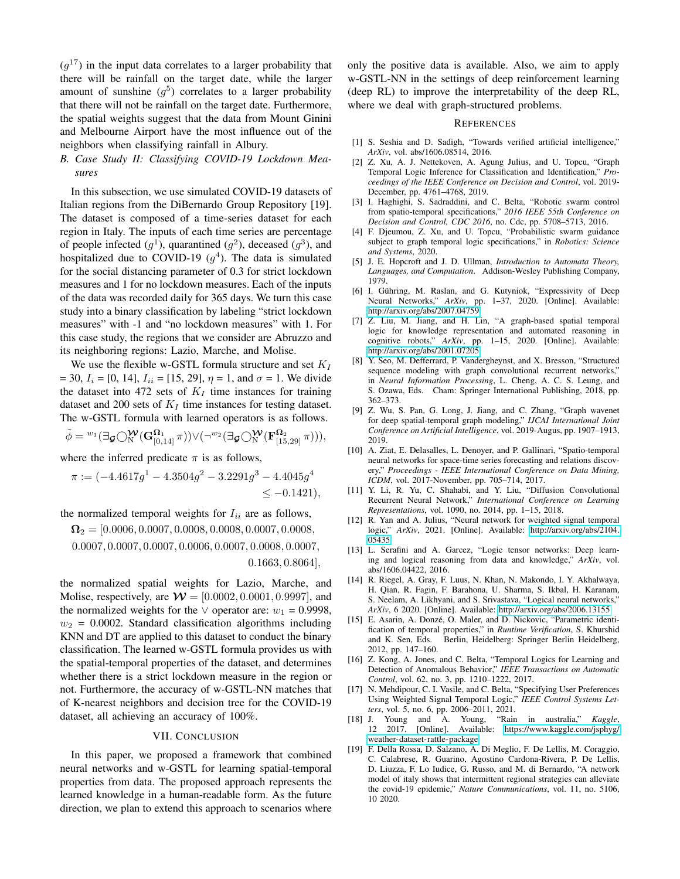($g^{17}$) in the input data correlates to a larger probability that there will be rainfall on the target date, while the larger amount of sunshine ($g^5$) correlates to a larger probability that there will not be rainfall on the target date. Furthermore, the spatial weights suggest that the data from Mount Ginini and Melbourne Airport have the most influence out of the neighbors when classifying rainfall in Albury.

### B. Case Study II: Classifying COVID-19 Lockdown Measures

In this subsection, we use simulated COVID-19 datasets of Italian regions from the DiBernardo Group Repository [19]. The dataset is composed of a time-series dataset for each region in Italy. The inputs of each time series are percentage of people infected ($g^1$), quarantined ($g^2$), deceased ($g^3$), and hospitalized due to COVID-19 ($g^4$). The data is simulated for the social distancing parameter of 0.3 for strict lockdown measures and 1 for no lockdown measures. Each of the inputs of the data was recorded daily for 365 days. We turn this case study into a binary classification by labeling "strict lockdown measures" with -1 and "no lockdown measures" with 1. For this case study, the regions that we consider are Abruzzo and its neighboring regions: Lazio, Marche, and Molise.

We use the flexible w-GSTL formula structure and set $K_I$ = 30, $I_i$ = [0, 14], $I_{ii}$ = [15, 29], $\eta$ = 1, and $\sigma$ = 1. We divide the dataset into 472 sets of $K_I$ time instances for training dataset and 200 sets of $K_I$ time instances for testing dataset. The w-GSTL formula with learned operators is as follows.

$$\tilde{\phi} = {}^{w_1}(\exists_{\mathcal{G}} \bigcirc^{\boldsymbol{\mathcal{W}}}_{\mathrm{N}} (\mathbf{G}^{\boldsymbol{\Omega}_1}_{[0,14]} \pi)) \vee (\neg^{w_2}(\exists_{\mathcal{G}} \bigcirc^{\boldsymbol{\mathcal{W}}}_{\mathrm{N}} (\mathbf{F}^{\boldsymbol{\Omega}_2}_{[15,29]} \pi))),$$

where the inferred predicate $\pi$ is as follows,

$$\pi := (-4.4617g^1 - 4.3504g^2 - 3.2291g^3 - 4.4045g^4 \leq -0.1421),$$

the normalized temporal weights for $I_{ii}$ are as follows,

$$\boldsymbol{\Omega}_2 = [0.0006, 0.0007, 0.0008, 0.0008, 0.0007, 0.0008, 0.0007, 0.0007, 0.0007, 0.0006, 0.0007, 0.0008, 0.0007, 0.1663, 0.8064],$$

the normalized spatial weights for Lazio, Marche, and Molise, respectively, are $\boldsymbol{\mathcal{W}} = [0.0002, 0.0001, 0.9997]$, and the normalized weights for the $\vee$ operator are: $w_1$ = 0.9998, $w_2$ = 0.0002. Standard classification algorithms including KNN and DT are applied to this dataset to conduct the binary classification. The learned w-GSTL formula provides us with the spatial-temporal properties of the dataset, and determines whether there is a strict lockdown measure in the region or not. Furthermore, the accuracy of w-GSTL-NN matches that of K-nearest neighbors and decision tree for the COVID-19 dataset, all achieving an accuracy of 100%.

## VII. Conclusion

In this paper, we proposed a framework that combined neural networks and w-GSTL for learning spatial-temporal properties from data. The proposed approach represents the learned knowledge in a human-readable form. As the future direction, we plan to extend this approach to scenarios where only the positive data is available. Also, we aim to apply w-GSTL-NN in the settings of deep reinforcement learning (deep RL) to improve the interpretability of the deep RL, where we deal with graph-structured problems.

## References

[1] S. Seshia and D. Sadigh, "Towards verified artificial intelligence," *ArXiv*, vol. abs/1606.08514, 2016.

[2] Z. Xu, A. J. Nettekoven, A. Agung Julius, and U. Topcu, "Graph Temporal Logic Inference for Classification and Identification," *Proceedings of the IEEE Conference on Decision and Control*, vol. 2019-December, pp. 4761–4768, 2019.

[3] I. Haghighi, S. Sadraddini, and C. Belta, "Robotic swarm control from spatio-temporal specifications," *2016 IEEE 55th Conference on Decision and Control, CDC 2016*, no. Cdc, pp. 5708–5713, 2016.

[4] F. Djeumou, Z. Xu, and U. Topcu, "Probabilistic swarm guidance subject to graph temporal logic specifications," in *Robotics: Science and Systems*, 2020.

[5] J. E. Hopcroft and J. D. Ullman, *Introduction to Automata Theory, Languages, and Computation*. Addison-Wesley Publishing Company, 1979.

[6] I. Gühring, M. Raslan, and G. Kutyniok, "Expressivity of Deep Neural Networks," *ArXiv*, pp. 1–37, 2020. [Online]. Available: http://arxiv.org/abs/2007.04759

[7] Z. Liu, M. Jiang, and H. Lin, "A graph-based spatial temporal logic for knowledge representation and automated reasoning in cognitive robots," *ArXiv*, pp. 1–15, 2020. [Online]. Available: http://arxiv.org/abs/2001.07205

[8] Y. Seo, M. Defferrard, P. Vandergheynst, and X. Bresson, "Structured sequence modeling with graph convolutional recurrent networks," in *Neural Information Processing*, L. Cheng, A. C. S. Leung, and S. Ozawa, Eds. Cham: Springer International Publishing, 2018, pp. 362–373.

[9] Z. Wu, S. Pan, G. Long, J. Jiang, and C. Zhang, "Graph wavenet for deep spatial-temporal graph modeling," *IJCAI International Joint Conference on Artificial Intelligence*, vol. 2019-Augus, pp. 1907–1913, 2019.

[10] A. Ziat, E. Delasalles, L. Denoyer, and P. Gallinari, "Spatio-temporal neural networks for space-time series forecasting and relations discovery," *Proceedings - IEEE International Conference on Data Mining, ICDM*, vol. 2017-November, pp. 705–714, 2017.

[11] Y. Li, R. Yu, C. Shahabi, and Y. Liu, "Diffusion Convolutional Recurrent Neural Network," *International Conference on Learning Representations*, vol. 1090, no. 2014, pp. 1–15, 2018.

[12] R. Yan and A. Julius, "Neural network for weighted signal temporal logic," *ArXiv*, 2021. [Online]. Available: http://arxiv.org/abs/2104.05435

[13] L. Serafini and A. Garcez, "Logic tensor networks: Deep learning and logical reasoning from data and knowledge," *ArXiv*, vol. abs/1606.04422, 2016.

[14] R. Riegel, A. Gray, F. Luus, N. Khan, N. Makondo, I. Y. Akhalwaya, H. Qian, R. Fagin, F. Barahona, U. Sharma, S. Ikbal, H. Karanam, S. Neelam, A. Likhyani, and S. Srivastava, "Logical neural networks," *ArXiv*, 6 2020. [Online]. Available: http://arxiv.org/abs/2006.13155

[15] E. Asarin, A. Donzé, O. Maler, and D. Nickovic, "Parametric identification of temporal properties," in *Runtime Verification*, S. Khurshid and K. Sen, Eds. Berlin, Heidelberg: Springer Berlin Heidelberg, 2012, pp. 147–160.

[16] Z. Kong, A. Jones, and C. Belta, "Temporal Logics for Learning and Detection of Anomalous Behavior," *IEEE Transactions on Automatic Control*, vol. 62, no. 3, pp. 1210–1222, 2017.

[17] N. Mehdipour, C. I. Vasile, and C. Belta, "Specifying User Preferences Using Weighted Signal Temporal Logic," *IEEE Control Systems Letters*, vol. 5, no. 6, pp. 2006–2011, 2021.

[18] J. Young and A. Young, "Rain in australia," *Kaggle*, 12 2017. [Online]. Available: https://www.kaggle.com/jsphyg/weather-dataset-rattle-package

[19] F. Della Rossa, D. Salzano, A. Di Meglio, F. De Lellis, M. Coraggio, C. Calabrese, R. Guarino, Agostino Cardona-Rivera, P. De Lellis, D. Liuzza, F. Lo Iudice, G. Russo, and M. di Bernardo, "A network model of italy shows that intermittent regional strategies can alleviate the covid-19 epidemic," *Nature Communications*, vol. 11, no. 5106, 10 2020.